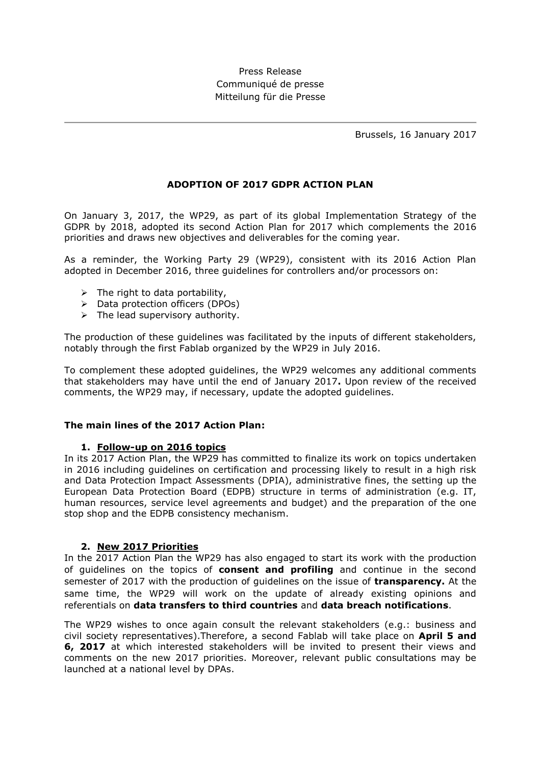Press Release
Communiqué de presse
Mitteilung für die Presse

---

Brussels, 16 January 2017

# ADOPTION OF 2017 GDPR ACTION PLAN

On January 3, 2017, the WP29, as part of its global Implementation Strategy of the GDPR by 2018, adopted its second Action Plan for 2017 which complements the 2016 priorities and draws new objectives and deliverables for the coming year.

As a reminder, the Working Party 29 (WP29), consistent with its 2016 Action Plan adopted in December 2016, three guidelines for controllers and/or processors on:

- The right to data portability,
- Data protection officers (DPOs)
- The lead supervisory authority.

The production of these guidelines was facilitated by the inputs of different stakeholders, notably through the first Fablab organized by the WP29 in July 2016.

To complement these adopted guidelines, the WP29 welcomes any additional comments that stakeholders may have until the end of January 2017**.** Upon review of the received comments, the WP29 may, if necessary, update the adopted guidelines.

## The main lines of the 2017 Action Plan:

### 1. Follow-up on 2016 topics

In its 2017 Action Plan, the WP29 has committed to finalize its work on topics undertaken in 2016 including guidelines on certification and processing likely to result in a high risk and Data Protection Impact Assessments (DPIA), administrative fines, the setting up the European Data Protection Board (EDPB) structure in terms of administration (e.g. IT, human resources, service level agreements and budget) and the preparation of the one stop shop and the EDPB consistency mechanism.

### 2. New 2017 Priorities

In the 2017 Action Plan the WP29 has also engaged to start its work with the production of guidelines on the topics of **consent and profiling** and continue in the second semester of 2017 with the production of guidelines on the issue of **transparency.** At the same time, the WP29 will work on the update of already existing opinions and referentials on **data transfers to third countries** and **data breach notifications**.

The WP29 wishes to once again consult the relevant stakeholders (e.g.: business and civil society representatives).Therefore, a second Fablab will take place on **April 5 and 6, 2017** at which interested stakeholders will be invited to present their views and comments on the new 2017 priorities. Moreover, relevant public consultations may be launched at a national level by DPAs.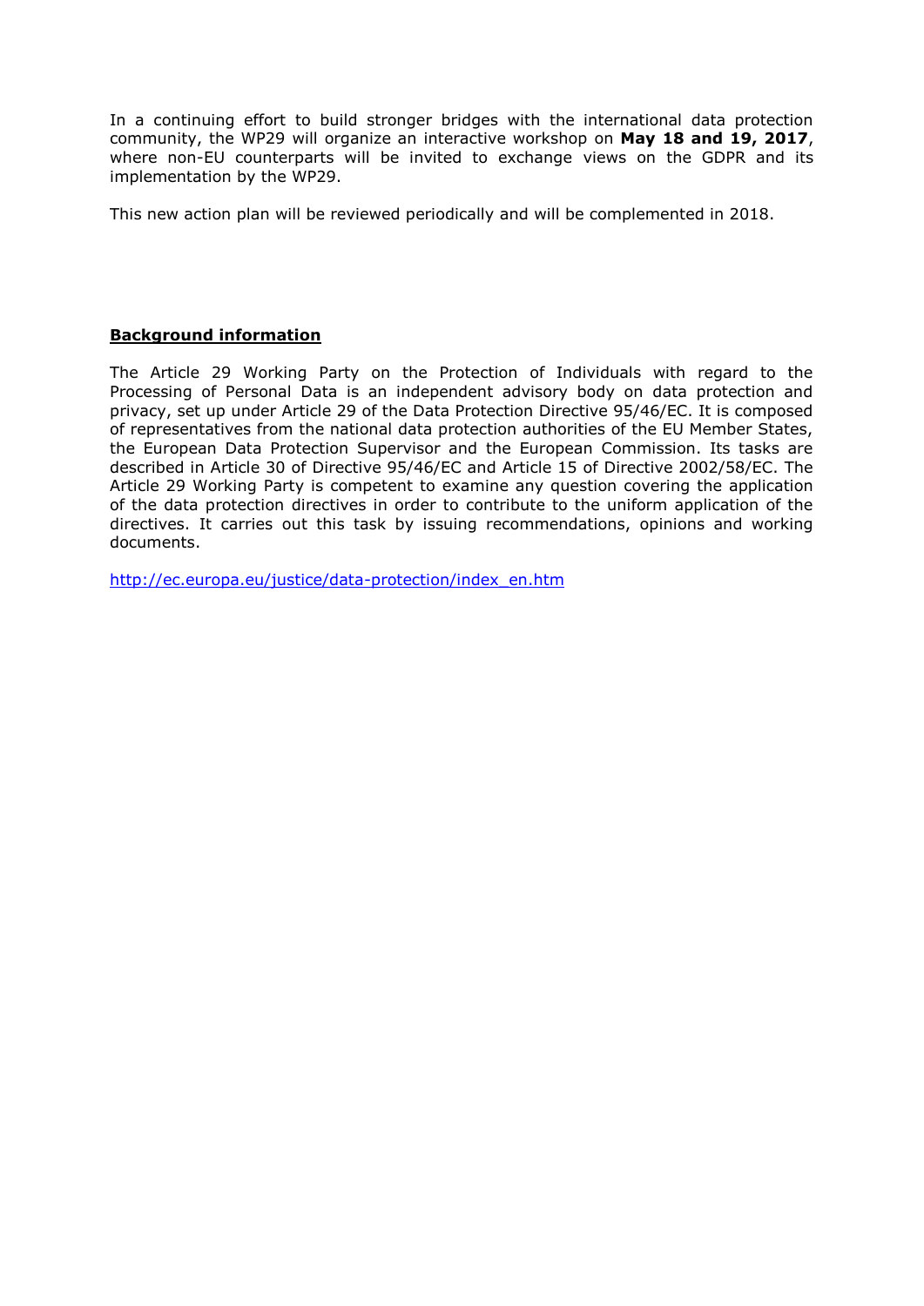In a continuing effort to build stronger bridges with the international data protection community, the WP29 will organize an interactive workshop on **May 18 and 19, 2017**, where non-EU counterparts will be invited to exchange views on the GDPR and its implementation by the WP29.

This new action plan will be reviewed periodically and will be complemented in 2018.

## Background information

The Article 29 Working Party on the Protection of Individuals with regard to the Processing of Personal Data is an independent advisory body on data protection and privacy, set up under Article 29 of the Data Protection Directive 95/46/EC. It is composed of representatives from the national data protection authorities of the EU Member States, the European Data Protection Supervisor and the European Commission. Its tasks are described in Article 30 of Directive 95/46/EC and Article 15 of Directive 2002/58/EC. The Article 29 Working Party is competent to examine any question covering the application of the data protection directives in order to contribute to the uniform application of the directives. It carries out this task by issuing recommendations, opinions and working documents.

http://ec.europa.eu/justice/data-protection/index_en.htm